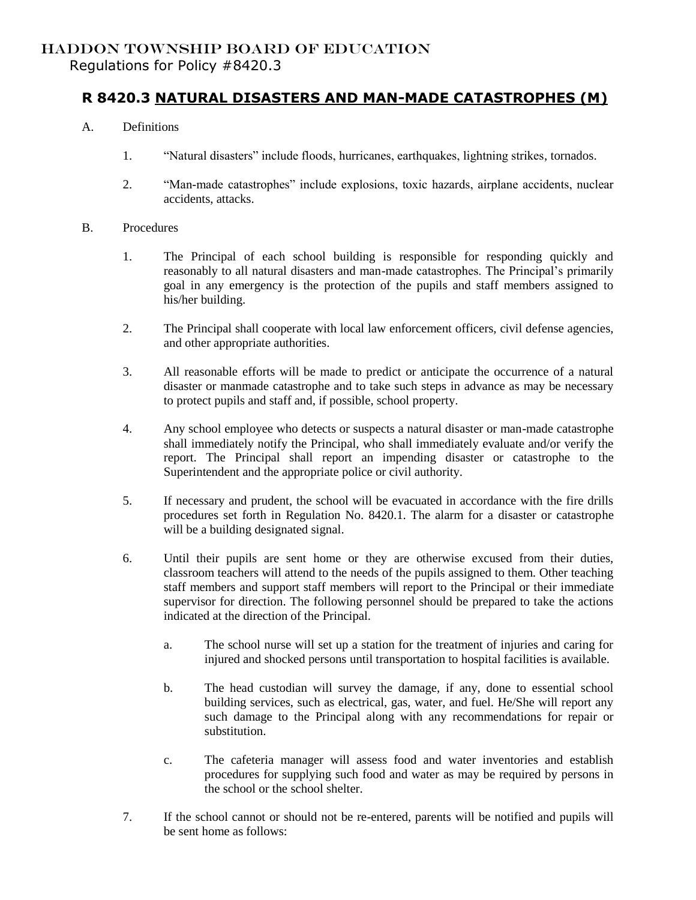# HADDON TOWNSHIP BOARD OF EDUCATION

Regulations for Policy #8420.3

## R 8420.3 NATURAL DISASTERS AND MAN-MADE CATASTROPHES (M)

A. Definitions

1. "Natural disasters" include floods, hurricanes, earthquakes, lightning strikes, tornados.

2. "Man-made catastrophes" include explosions, toxic hazards, airplane accidents, nuclear accidents, attacks.

B. Procedures

1. The Principal of each school building is responsible for responding quickly and reasonably to all natural disasters and man-made catastrophes. The Principal's primarily goal in any emergency is the protection of the pupils and staff members assigned to his/her building.

2. The Principal shall cooperate with local law enforcement officers, civil defense agencies, and other appropriate authorities.

3. All reasonable efforts will be made to predict or anticipate the occurrence of a natural disaster or manmade catastrophe and to take such steps in advance as may be necessary to protect pupils and staff and, if possible, school property.

4. Any school employee who detects or suspects a natural disaster or man-made catastrophe shall immediately notify the Principal, who shall immediately evaluate and/or verify the report. The Principal shall report an impending disaster or catastrophe to the Superintendent and the appropriate police or civil authority.

5. If necessary and prudent, the school will be evacuated in accordance with the fire drills procedures set forth in Regulation No. 8420.1. The alarm for a disaster or catastrophe will be a building designated signal.

6. Until their pupils are sent home or they are otherwise excused from their duties, classroom teachers will attend to the needs of the pupils assigned to them. Other teaching staff members and support staff members will report to the Principal or their immediate supervisor for direction. The following personnel should be prepared to take the actions indicated at the direction of the Principal.

   a. The school nurse will set up a station for the treatment of injuries and caring for injured and shocked persons until transportation to hospital facilities is available.

   b. The head custodian will survey the damage, if any, done to essential school building services, such as electrical, gas, water, and fuel. He/She will report any such damage to the Principal along with any recommendations for repair or substitution.

   c. The cafeteria manager will assess food and water inventories and establish procedures for supplying such food and water as may be required by persons in the school or the school shelter.

7. If the school cannot or should not be re-entered, parents will be notified and pupils will be sent home as follows: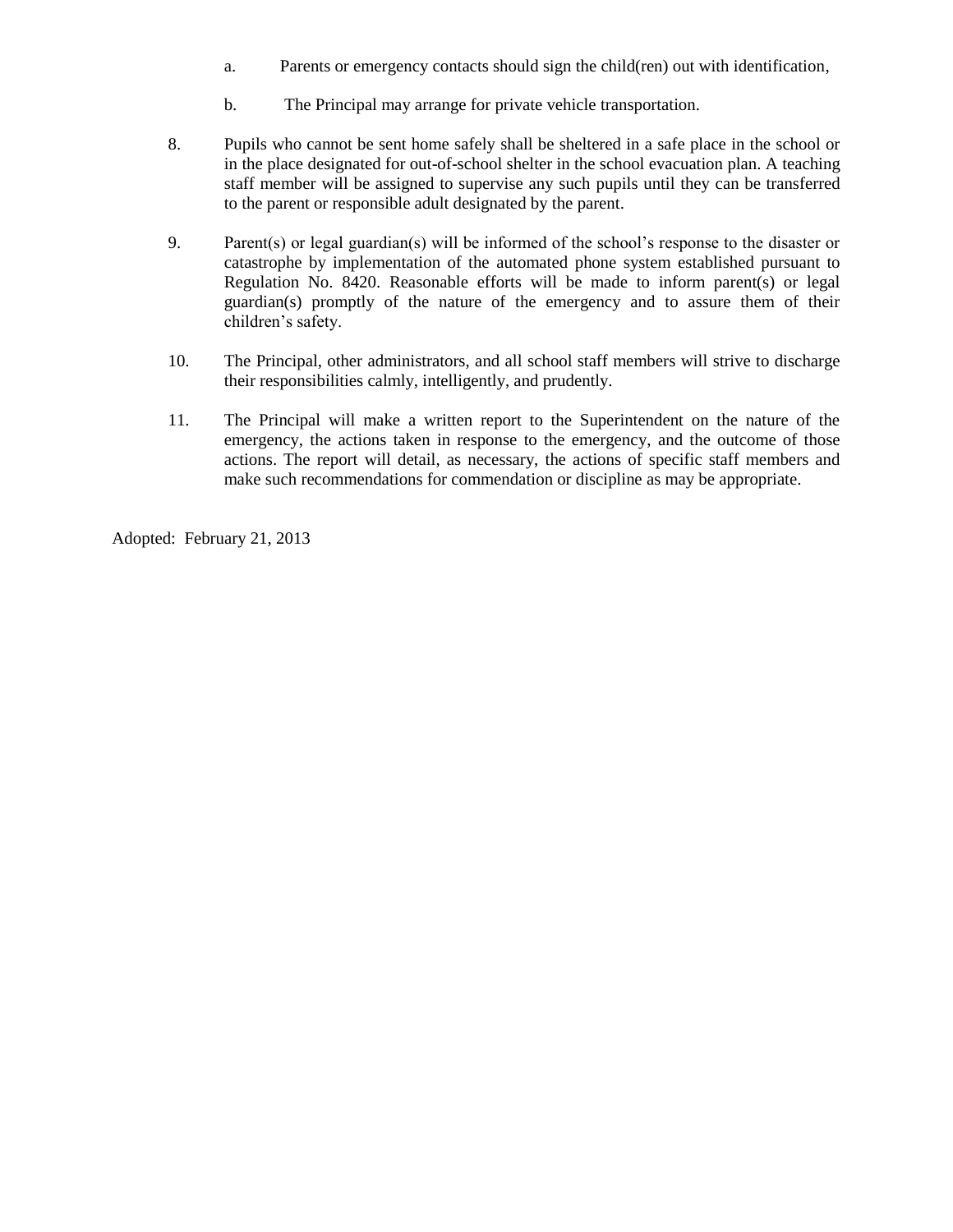a. Parents or emergency contacts should sign the child(ren) out with identification,

   b. The Principal may arrange for private vehicle transportation.

8. Pupils who cannot be sent home safely shall be sheltered in a safe place in the school or in the place designated for out-of-school shelter in the school evacuation plan. A teaching staff member will be assigned to supervise any such pupils until they can be transferred to the parent or responsible adult designated by the parent.

9. Parent(s) or legal guardian(s) will be informed of the school's response to the disaster or catastrophe by implementation of the automated phone system established pursuant to Regulation No. 8420. Reasonable efforts will be made to inform parent(s) or legal guardian(s) promptly of the nature of the emergency and to assure them of their children's safety.

10. The Principal, other administrators, and all school staff members will strive to discharge their responsibilities calmly, intelligently, and prudently.

11. The Principal will make a written report to the Superintendent on the nature of the emergency, the actions taken in response to the emergency, and the outcome of those actions. The report will detail, as necessary, the actions of specific staff members and make such recommendations for commendation or discipline as may be appropriate.

Adopted: February 21, 2013